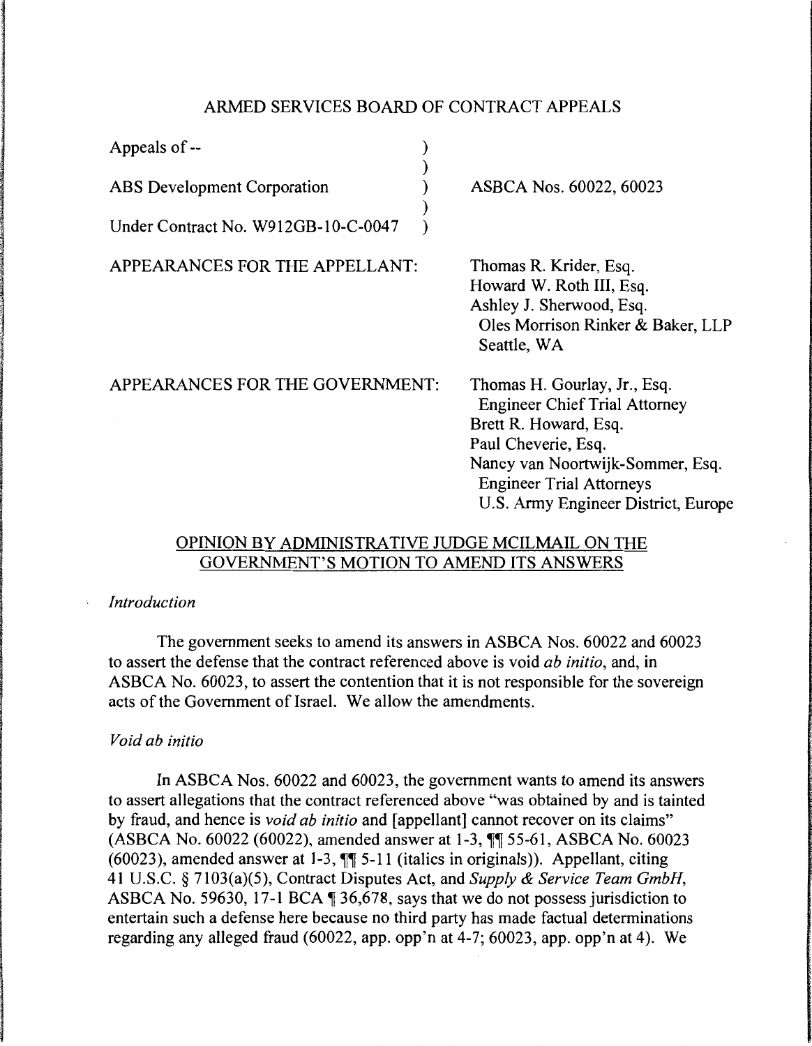# ARMED SERVICES BOARD OF CONTRACT APPEALS

| | |
|---|---|
| Appeals of -- | |
| ABS Development Corporation | ASBCA Nos. 60022, 60023 |
| Under Contract No. W912GB-10-C-0047 | |

APPEARANCES FOR THE APPELLANT:

Thomas R. Krider, Esq.
Howard W. Roth III, Esq.
Ashley J. Sherwood, Esq.
Oles Morrison Rinker & Baker, LLP
Seattle, WA

APPEARANCES FOR THE GOVERNMENT:

Thomas H. Gourlay, Jr., Esq.
Engineer Chief Trial Attorney
Brett R. Howard, Esq.
Paul Cheverie, Esq.
Nancy van Noortwijk-Sommer, Esq.
Engineer Trial Attorneys
U.S. Army Engineer District, Europe

## OPINION BY ADMINISTRATIVE JUDGE MCILMAIL ON THE GOVERNMENT'S MOTION TO AMEND ITS ANSWERS

*Introduction*

The government seeks to amend its answers in ASBCA Nos. 60022 and 60023 to assert the defense that the contract referenced above is void *ab initio*, and, in ASBCA No. 60023, to assert the contention that it is not responsible for the sovereign acts of the Government of Israel. We allow the amendments.

*Void ab initio*

In ASBCA Nos. 60022 and 60023, the government wants to amend its answers to assert allegations that the contract referenced above "was obtained by and is tainted by fraud, and hence is *void ab initio* and [appellant] cannot recover on its claims" (ASBCA No. 60022 (60022), amended answer at 1-3, ¶¶ 55-61, ASBCA No. 60023 (60023), amended answer at 1-3, ¶¶ 5-11 (italics in originals)). Appellant, citing 41 U.S.C. § 7103(a)(5), Contract Disputes Act, and *Supply & Service Team GmbH*, ASBCA No. 59630, 17-1 BCA ¶ 36,678, says that we do not possess jurisdiction to entertain such a defense here because no third party has made factual determinations regarding any alleged fraud (60022, app. opp'n at 4-7; 60023, app. opp'n at 4). We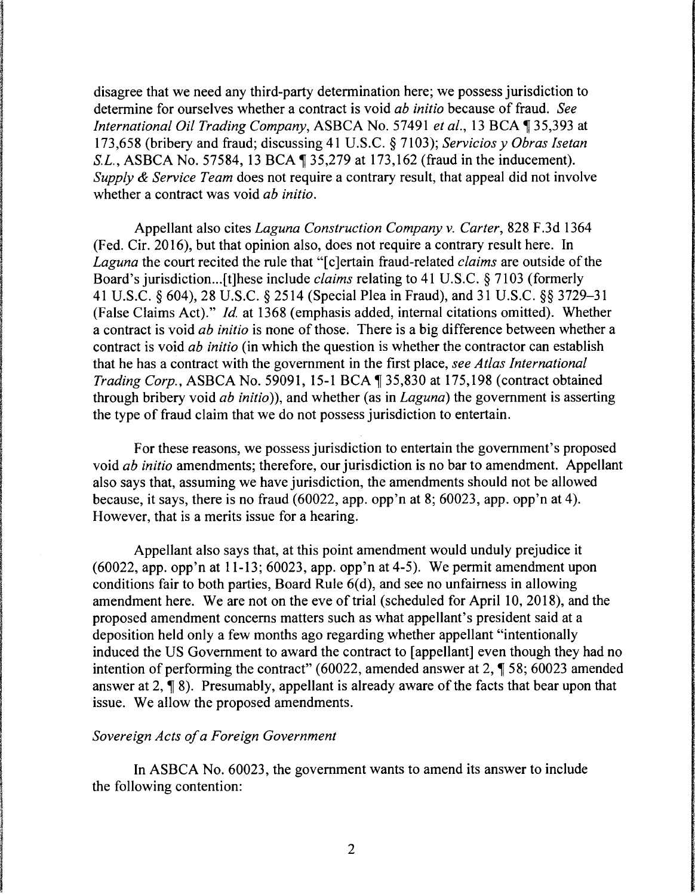disagree that we need any third-party determination here; we possess jurisdiction to determine for ourselves whether a contract is void *ab initio* because of fraud. *See International Oil Trading Company*, ASBCA No. 57491 *et al.*, 13 BCA ¶ 35,393 at 173,658 (bribery and fraud; discussing 41 U.S.C. § 7103); *Servicios y Obras Isetan S.L.*, ASBCA No. 57584, 13 BCA ¶ 35,279 at 173,162 (fraud in the inducement). *Supply & Service Team* does not require a contrary result, that appeal did not involve whether a contract was void *ab initio*.

Appellant also cites *Laguna Construction Company v. Carter*, 828 F.3d 1364 (Fed. Cir. 2016), but that opinion also, does not require a contrary result here. In *Laguna* the court recited the rule that "[c]ertain fraud-related *claims* are outside of the Board's jurisdiction...[t]hese include *claims* relating to 41 U.S.C. § 7103 (formerly 41 U.S.C. § 604), 28 U.S.C. § 2514 (Special Plea in Fraud), and 31 U.S.C. §§ 3729–31 (False Claims Act)." *Id.* at 1368 (emphasis added, internal citations omitted). Whether a contract is void *ab initio* is none of those. There is a big difference between whether a contract is void *ab initio* (in which the question is whether the contractor can establish that he has a contract with the government in the first place, *see Atlas International Trading Corp.*, ASBCA No. 59091, 15-1 BCA ¶ 35,830 at 175,198 (contract obtained through bribery void *ab initio*)), and whether (as in *Laguna*) the government is asserting the type of fraud claim that we do not possess jurisdiction to entertain.

For these reasons, we possess jurisdiction to entertain the government's proposed void *ab initio* amendments; therefore, our jurisdiction is no bar to amendment. Appellant also says that, assuming we have jurisdiction, the amendments should not be allowed because, it says, there is no fraud (60022, app. opp'n at 8; 60023, app. opp'n at 4). However, that is a merits issue for a hearing.

Appellant also says that, at this point amendment would unduly prejudice it (60022, app. opp'n at 11-13; 60023, app. opp'n at 4-5). We permit amendment upon conditions fair to both parties, Board Rule 6(d), and see no unfairness in allowing amendment here. We are not on the eve of trial (scheduled for April 10, 2018), and the proposed amendment concerns matters such as what appellant's president said at a deposition held only a few months ago regarding whether appellant "intentionally induced the US Government to award the contract to [appellant] even though they had no intention of performing the contract" (60022, amended answer at 2, ¶ 58; 60023 amended answer at 2, ¶ 8). Presumably, appellant is already aware of the facts that bear upon that issue. We allow the proposed amendments.

*Sovereign Acts of a Foreign Government*

In ASBCA No. 60023, the government wants to amend its answer to include the following contention: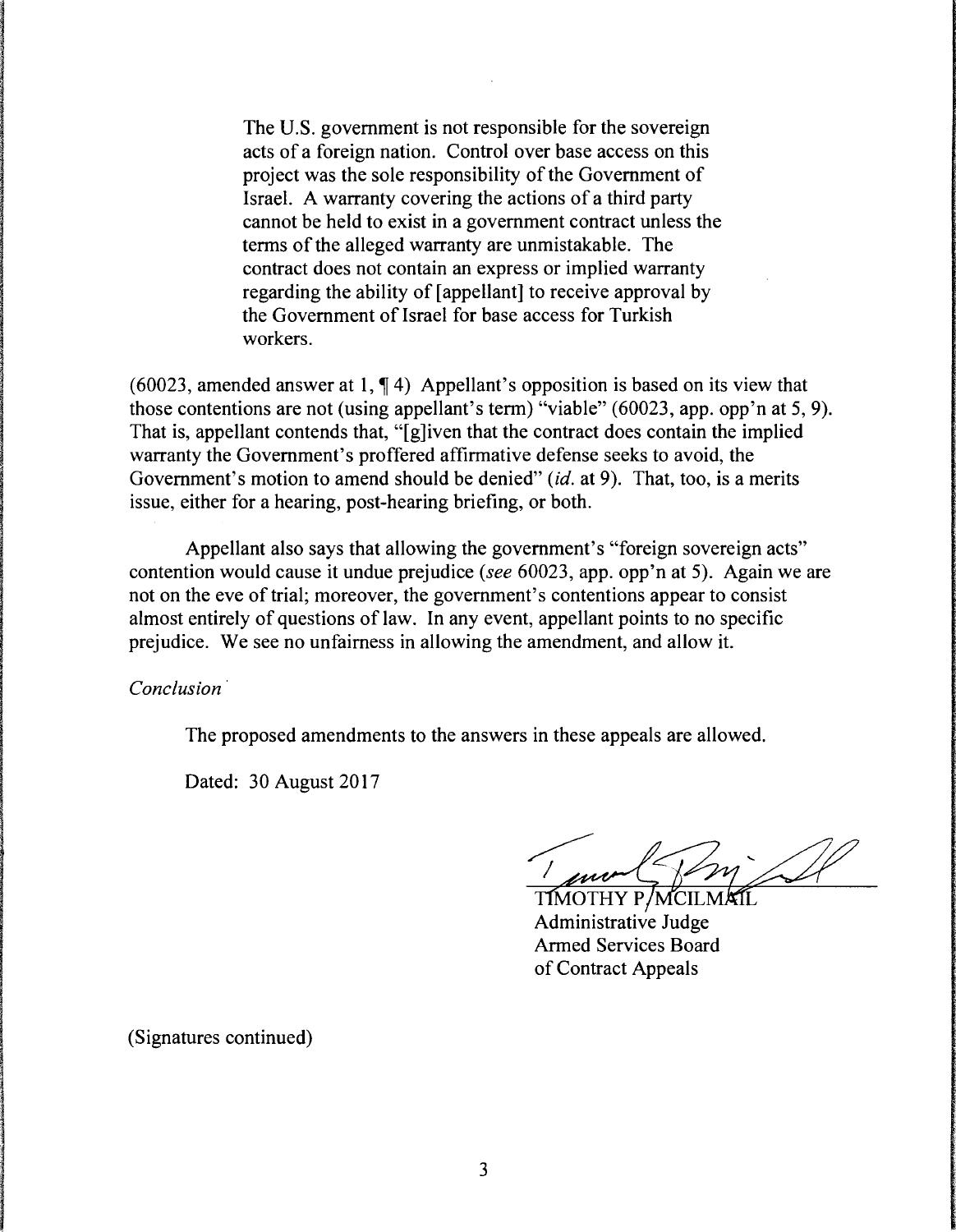> The U.S. government is not responsible for the sovereign acts of a foreign nation. Control over base access on this project was the sole responsibility of the Government of Israel. A warranty covering the actions of a third party cannot be held to exist in a government contract unless the terms of the alleged warranty are unmistakable. The contract does not contain an express or implied warranty regarding the ability of [appellant] to receive approval by the Government of Israel for base access for Turkish workers.

(60023, amended answer at 1, ¶ 4) Appellant's opposition is based on its view that those contentions are not (using appellant's term) "viable" (60023, app. opp'n at 5, 9). That is, appellant contends that, "[g]iven that the contract does contain the implied warranty the Government's proffered affirmative defense seeks to avoid, the Government's motion to amend should be denied" (*id.* at 9). That, too, is a merits issue, either for a hearing, post-hearing briefing, or both.

Appellant also says that allowing the government's "foreign sovereign acts" contention would cause it undue prejudice (*see* 60023, app. opp'n at 5). Again we are not on the eve of trial; moreover, the government's contentions appear to consist almost entirely of questions of law. In any event, appellant points to no specific prejudice. We see no unfairness in allowing the amendment, and allow it.

*Conclusion*

The proposed amendments to the answers in these appeals are allowed.

Dated: 30 August 2017

TIMOTHY P. MCILMAIL
Administrative Judge
Armed Services Board
of Contract Appeals

(Signatures continued)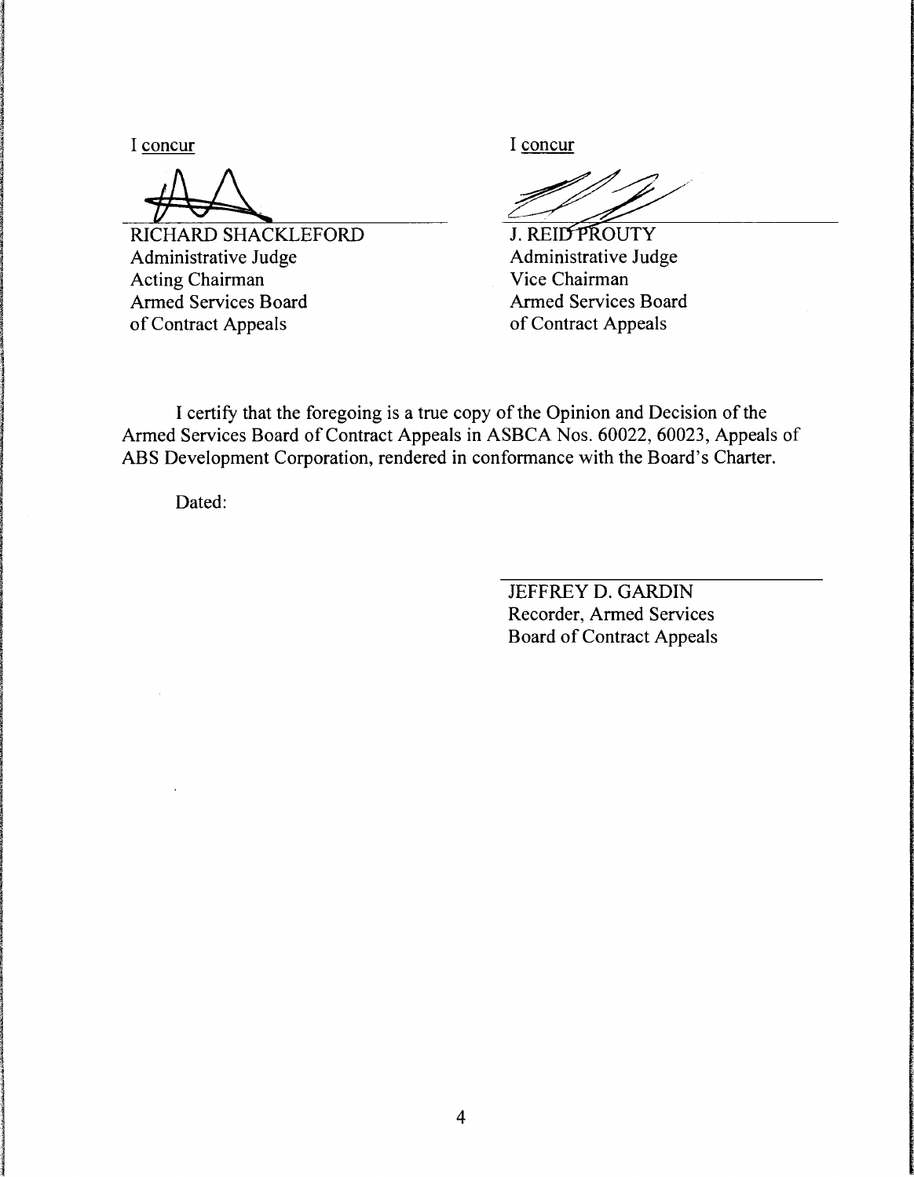I concur

RICHARD SHACKLEFORD
Administrative Judge
Acting Chairman
Armed Services Board
of Contract Appeals

I concur

J. REID PROUTY
Administrative Judge
Vice Chairman
Armed Services Board
of Contract Appeals

I certify that the foregoing is a true copy of the Opinion and Decision of the Armed Services Board of Contract Appeals in ASBCA Nos. 60022, 60023, Appeals of ABS Development Corporation, rendered in conformance with the Board's Charter.

Dated:

JEFFREY D. GARDIN
Recorder, Armed Services
Board of Contract Appeals